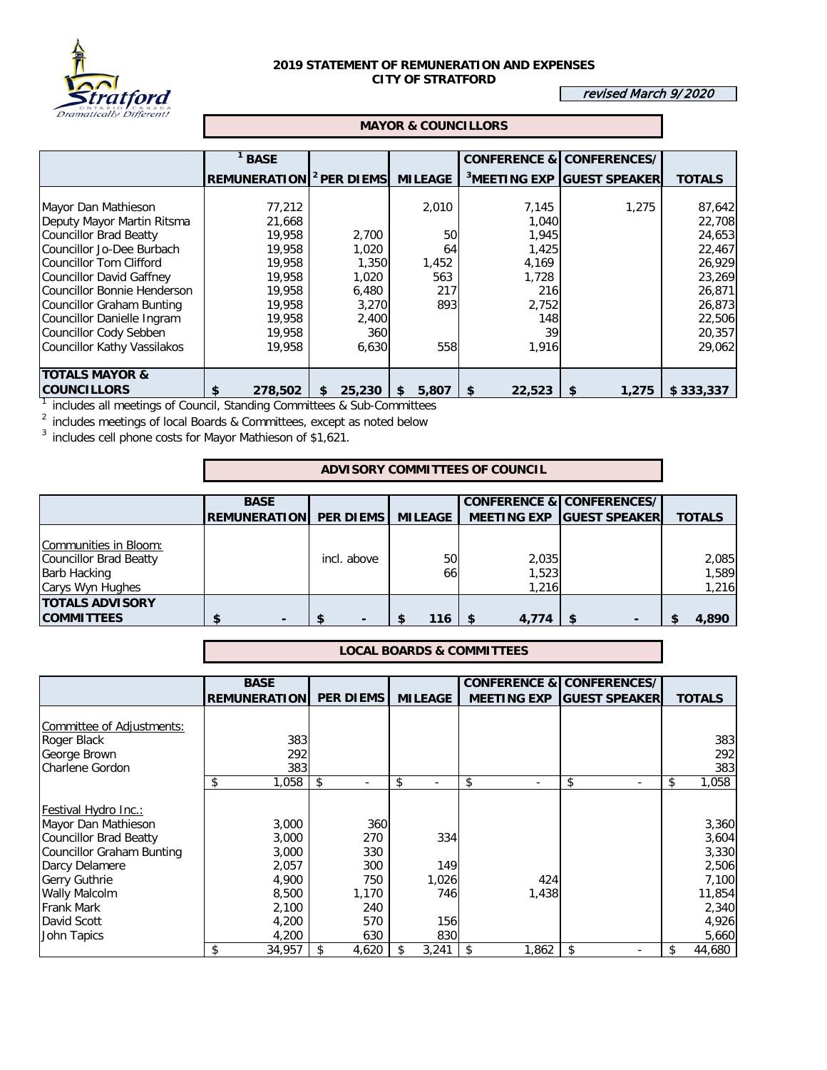## 2019 STATEMENT OF REMUNERATION AND EXPENSES
## CITY OF STRATFORD

*revised March 9/2020*

### MAYOR & COUNCILLORS

| | [1] BASE REMUNERATION | [2] PER DIEMS | MILEAGE | CONFERENCE & [3]MEETING EXP | CONFERENCES/ GUEST SPEAKER | TOTALS |
|---|---|---|---|---|---|---|
| Mayor Dan Mathieson | 77,212 | | 2,010 | 7,145 | 1,275 | 87,642 |
| Deputy Mayor Martin Ritsma | 21,668 | | | 1,040 | | 22,708 |
| Councillor Brad Beatty | 19,958 | 2,700 | 50 | 1,945 | | 24,653 |
| Councillor Jo-Dee Burbach | 19,958 | 1,020 | 64 | 1,425 | | 22,467 |
| Councillor Tom Clifford | 19,958 | 1,350 | 1,452 | 4,169 | | 26,929 |
| Councillor David Gaffney | 19,958 | 1,020 | 563 | 1,728 | | 23,269 |
| Councillor Bonnie Henderson | 19,958 | 6,480 | 217 | 216 | | 26,871 |
| Councillor Graham Bunting | 19,958 | 3,270 | 893 | 2,752 | | 26,873 |
| Councillor Danielle Ingram | 19,958 | 2,400 | | 148 | | 22,506 |
| Councillor Cody Sebben | 19,958 | 360 | | 39 | | 20,357 |
| Councillor Kathy Vassilakos | 19,958 | 6,630 | 558 | 1,916 | | 29,062 |
| **TOTALS MAYOR & COUNCILLORS** | **$ 278,502** | **$ 25,230** | **$ 5,807** | **$ 22,523** | **$ 1,275** | **$ 333,337** |

[1] includes all meetings of Council, Standing Committees & Sub-Committees

[2] includes meetings of local Boards & Committees, except as noted below

[3] includes cell phone costs for Mayor Mathieson of $1,621.

### ADVISORY COMMITTEES OF COUNCIL

| | BASE REMUNERATION | PER DIEMS | MILEAGE | CONFERENCE & MEETING EXP | CONFERENCES/ GUEST SPEAKER | TOTALS |
|---|---|---|---|---|---|---|
| Communities in Bloom: | | | | | | |
| Councillor Brad Beatty | | incl. above | 50 | 2,035 | | 2,085 |
| Barb Hacking | | | 66 | 1,523 | | 1,589 |
| Carys Wyn Hughes | | | | 1,216 | | 1,216 |
| **TOTALS ADVISORY COMMITTEES** | **$ -** | **$ -** | **$ 116** | **$ 4,774** | **$ -** | **$ 4,890** |

### LOCAL BOARDS & COMMITTEES

| | BASE REMUNERATION | PER DIEMS | MILEAGE | CONFERENCE & MEETING EXP | CONFERENCES/ GUEST SPEAKER | TOTALS |
|---|---|---|---|---|---|---|
| Committee of Adjustments: | | | | | | |
| Roger Black | 383 | | | | | 383 |
| George Brown | 292 | | | | | 292 |
| Charlene Gordon | 383 | | | | | 383 |
| | $ 1,058 | $ - | $ - | $ - | $ - | $ 1,058 |
| Festival Hydro Inc.: | | | | | | |
| Mayor Dan Mathieson | 3,000 | 360 | | | | 3,360 |
| Councillor Brad Beatty | 3,000 | 270 | 334 | | | 3,604 |
| Councillor Graham Bunting | 3,000 | 330 | | | | 3,330 |
| Darcy Delamere | 2,057 | 300 | 149 | | | 2,506 |
| Gerry Guthrie | 4,900 | 750 | 1,026 | 424 | | 7,100 |
| Wally Malcolm | 8,500 | 1,170 | 746 | 1,438 | | 11,854 |
| Frank Mark | 2,100 | 240 | | | | 2,340 |
| David Scott | 4,200 | 570 | 156 | | | 4,926 |
| John Tapics | 4,200 | 630 | 830 | | | 5,660 |
| | $ 34,957 | $ 4,620 | $ 3,241 | $ 1,862 | $ - | $ 44,680 |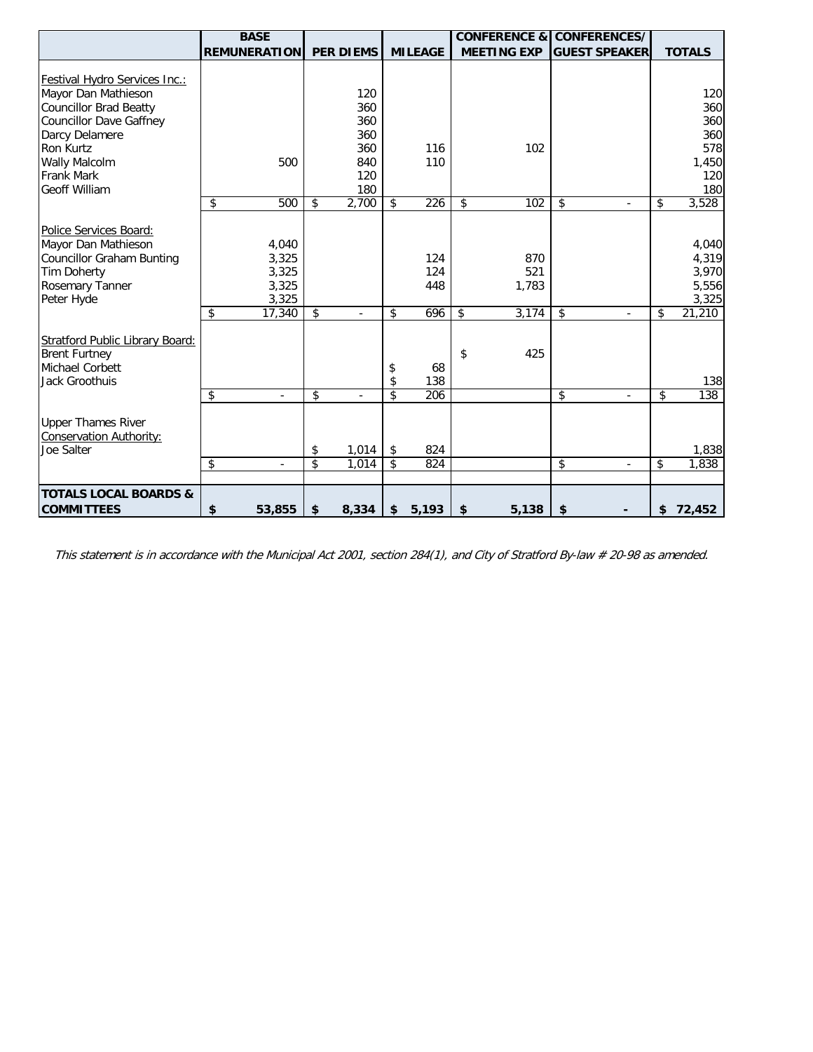| | BASE REMUNERATION | PER DIEMS | MILEAGE | CONFERENCE & MEETING EXP | CONFERENCES/ GUEST SPEAKER | TOTALS |
|---|---|---|---|---|---|---|
| Festival Hydro Services Inc.: | | | | | | |
| Mayor Dan Mathieson | | 120 | | | | 120 |
| Councillor Brad Beatty | | 360 | | | | 360 |
| Councillor Dave Gaffney | | 360 | | | | 360 |
| Darcy Delamere | | 360 | | | | 360 |
| Ron Kurtz | | 360 | 116 | 102 | | 578 |
| Wally Malcolm | 500 | 840 | 110 | | | 1,450 |
| Frank Mark | | 120 | | | | 120 |
| Geoff William | | 180 | | | | 180 |
| | $ 500 | $ 2,700 | $ 226 | $ 102 | $ - | $ 3,528 |
| Police Services Board: | | | | | | |
| Mayor Dan Mathieson | 4,040 | | | | | 4,040 |
| Councillor Graham Bunting | 3,325 | | 124 | 870 | | 4,319 |
| Tim Doherty | 3,325 | | 124 | 521 | | 3,970 |
| Rosemary Tanner | 3,325 | | 448 | 1,783 | | 5,556 |
| Peter Hyde | 3,325 | | | | | 3,325 |
| | $ 17,340 | $ - | $ 696 | $ 3,174 | $ - | $ 21,210 |
| Stratford Public Library Board: | | | | | | |
| Brent Furtney | | | | $ 425 | | |
| Michael Corbett | | | $ 68 | | | |
| Jack Groothuis | | | $ 138 | | | 138 |
| | $ - | $ - | $ 206 | | $ - | $ 138 |
| Upper Thames River Conservation Authority: | | | | | | |
| Joe Salter | | $ 1,014 | $ 824 | | | 1,838 |
| | $ - | $ 1,014 | $ 824 | | $ - | $ 1,838 |
| **TOTALS LOCAL BOARDS & COMMITTEES** | **$ 53,855** | **$ 8,334** | **$ 5,193** | **$ 5,138** | **$ -** | **$ 72,452** |

*This statement is in accordance with the Municipal Act 2001, section 284(1), and City of Stratford By-law # 20-98 as amended.*